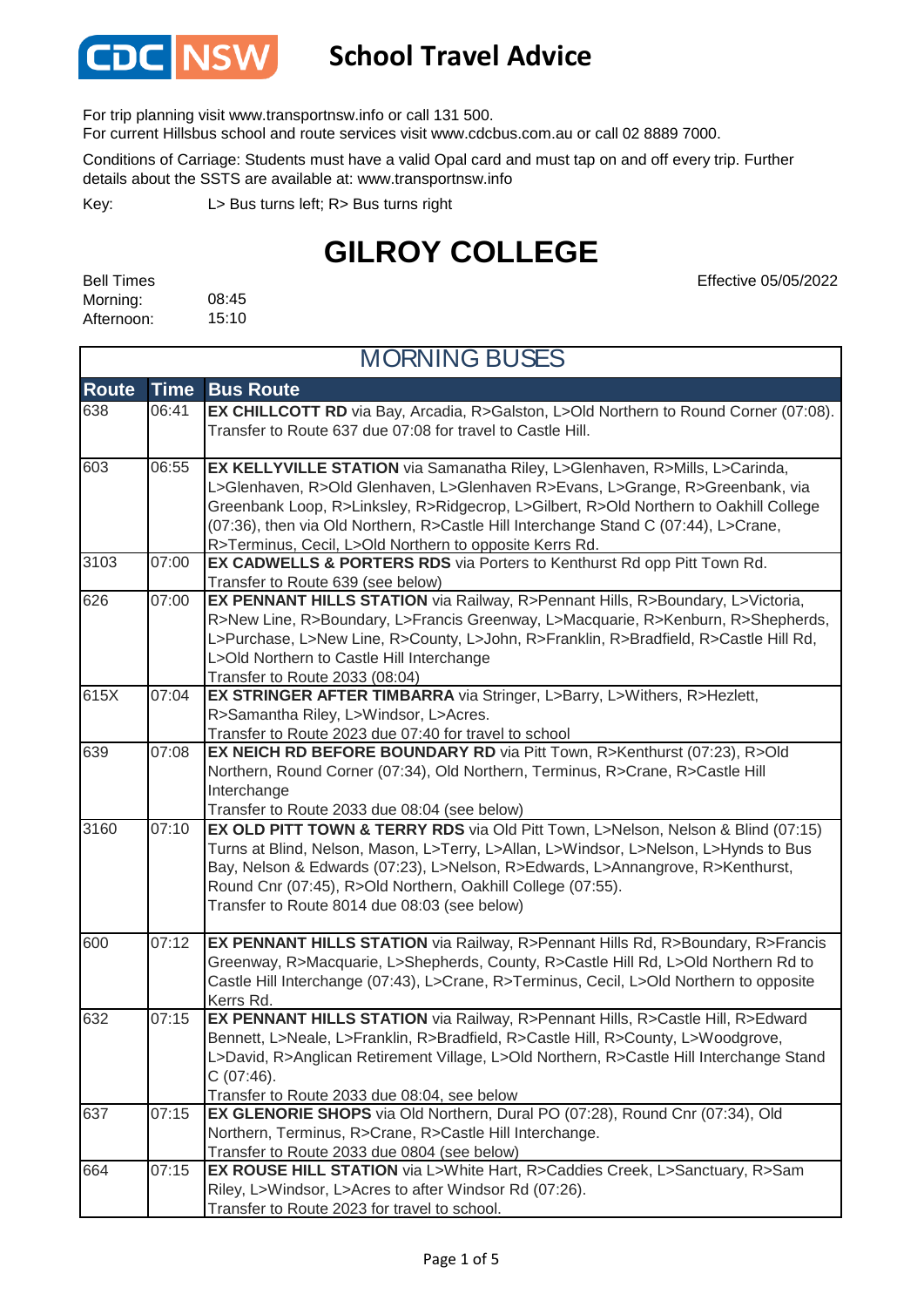CDC NSW **School Travel Advice**

For trip planning visit www.transportnsw.info or call 131 500.
For current Hillsbus school and route services visit www.cdcbus.com.au or call 02 8889 7000.

Conditions of Carriage: Students must have a valid Opal card and must tap on and off every trip. Further details about the SSTS are available at: www.transportnsw.info

Key: L> Bus turns left; R> Bus turns right

# GILROY COLLEGE

Effective 05/05/2022

Bell Times
Morning: 08:45
Afternoon: 15:10

## MORNING BUSES

| Route | Time | Bus Route |
|---|---|---|
| 638 | 06:41 | **EX CHILLCOTT RD** via Bay, Arcadia, R>Galston, L>Old Northern to Round Corner (07:08). Transfer to Route 637 due 07:08 for travel to Castle Hill. |
| 603 | 06:55 | **EX KELLYVILLE STATION** via Samanatha Riley, L>Glenhaven, R>Mills, L>Carinda, L>Glenhaven, R>Old Glenhaven, L>Glenhaven R>Evans, L>Grange, R>Greenbank, via Greenbank Loop, R>Linksley, R>Ridgecrop, L>Gilbert, R>Old Northern to Oakhill College (07:36), then via Old Northern, R>Castle Hill Interchange Stand C (07:44), L>Crane, R>Terminus, Cecil, L>Old Northern to opposite Kerrs Rd. |
| 3103 | 07:00 | **EX CADWELLS & PORTERS RDS** via Porters to Kenthurst Rd opp Pitt Town Rd. Transfer to Route 639 (see below) |
| 626 | 07:00 | **EX PENNANT HILLS STATION** via Railway, R>Pennant Hills, R>Boundary, L>Victoria, R>New Line, R>Boundary, L>Francis Greenway, L>Macquarie, R>Kenburn, R>Shepherds, L>Purchase, L>New Line, R>County, L>John, R>Franklin, R>Bradfield, R>Castle Hill Rd, L>Old Northern to Castle Hill Interchange Transfer to Route 2033 (08:04) |
| 615X | 07:04 | **EX STRINGER AFTER TIMBARRA** via Stringer, L>Barry, L>Withers, R>Hezlett, R>Samantha Riley, L>Windsor, L>Acres. Transfer to Route 2023 due 07:40 for travel to school |
| 639 | 07:08 | **EX NEICH RD BEFORE BOUNDARY RD** via Pitt Town, R>Kenthurst (07:23), R>Old Northern, Round Corner (07:34), Old Northern, Terminus, R>Crane, R>Castle Hill Interchange Transfer to Route 2033 due 08:04 (see below) |
| 3160 | 07:10 | **EX OLD PITT TOWN & TERRY RDS** via Old Pitt Town, L>Nelson, Nelson & Blind (07:15) Turns at Blind, Nelson, Mason, L>Terry, L>Allan, L>Windsor, L>Nelson, L>Hynds to Bus Bay, Nelson & Edwards (07:23), L>Nelson, R>Edwards, L>Annangrove, R>Kenthurst, Round Cnr (07:45), R>Old Northern, Oakhill College (07:55). Transfer to Route 8014 due 08:03 (see below) |
| 600 | 07:12 | **EX PENNANT HILLS STATION** via Railway, R>Pennant Hills Rd, R>Boundary, R>Francis Greenway, R>Macquarie, L>Shepherds, County, R>Castle Hill Rd, L>Old Northern Rd to Castle Hill Interchange (07:43), L>Crane, R>Terminus, Cecil, L>Old Northern to opposite Kerrs Rd. |
| 632 | 07:15 | **EX PENNANT HILLS STATION** via Railway, R>Pennant Hills, R>Castle Hill, R>Edward Bennett, L>Neale, L>Franklin, R>Bradfield, R>Castle Hill, R>County, L>Woodgrove, L>David, R>Anglican Retirement Village, L>Old Northern, R>Castle Hill Interchange Stand C (07:46). Transfer to Route 2033 due 08:04, see below |
| 637 | 07:15 | **EX GLENORIE SHOPS** via Old Northern, Dural PO (07:28), Round Cnr (07:34), Old Northern, Terminus, R>Crane, R>Castle Hill Interchange. Transfer to Route 2033 due 0804 (see below) |
| 664 | 07:15 | **EX ROUSE HILL STATION** via L>White Hart, R>Caddies Creek, L>Sanctuary, R>Sam Riley, L>Windsor, L>Acres to after Windsor Rd (07:26). Transfer to Route 2023 for travel to school. |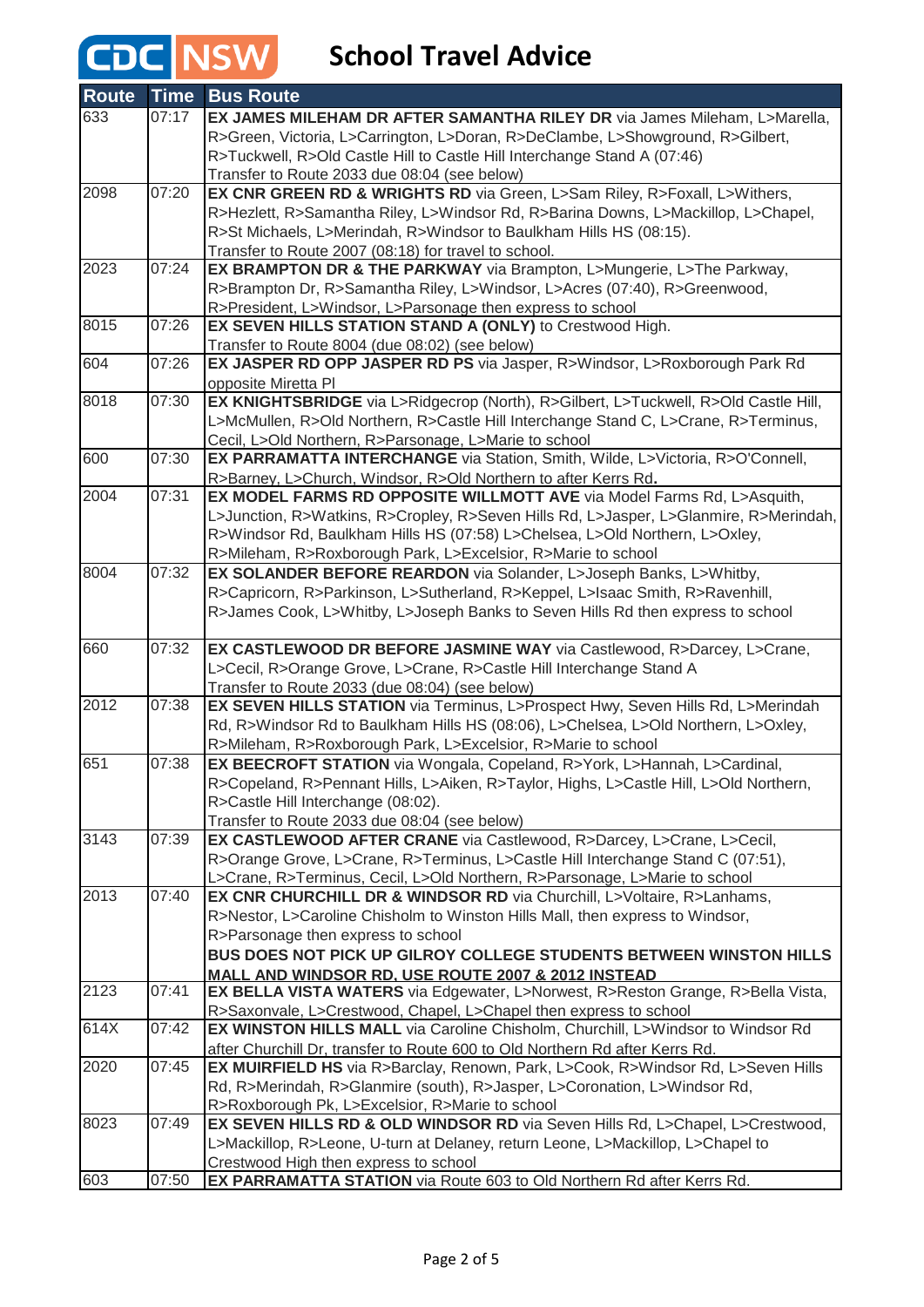# CDC NSW School Travel Advice

| Route | Time | Bus Route |
|---|---|---|
| 633 | 07:17 | **EX JAMES MILEHAM DR AFTER SAMANTHA RILEY DR** via James Mileham, L>Marella, R>Green, Victoria, L>Carrington, L>Doran, R>DeClambe, L>Showground, R>Gilbert, R>Tuckwell, R>Old Castle Hill to Castle Hill Interchange Stand A (07:46) Transfer to Route 2033 due 08:04 (see below) |
| 2098 | 07:20 | **EX CNR GREEN RD & WRIGHTS RD** via Green, L>Sam Riley, R>Foxall, L>Withers, R>Hezlett, R>Samantha Riley, L>Windsor Rd, R>Barina Downs, L>Mackillop, L>Chapel, R>St Michaels, L>Merindah, R>Windsor to Baulkham Hills HS (08:15). Transfer to Route 2007 (08:18) for travel to school. |
| 2023 | 07:24 | **EX BRAMPTON DR & THE PARKWAY** via Brampton, L>Mungerie, L>The Parkway, R>Brampton Dr, R>Samantha Riley, L>Windsor, L>Acres (07:40), R>Greenwood, R>President, L>Windsor, L>Parsonage then express to school |
| 8015 | 07:26 | **EX SEVEN HILLS STATION STAND A (ONLY)** to Crestwood High. Transfer to Route 8004 (due 08:02) (see below) |
| 604 | 07:26 | **EX JASPER RD OPP JASPER RD PS** via Jasper, R>Windsor, L>Roxborough Park Rd opposite Miretta Pl |
| 8018 | 07:30 | **EX KNIGHTSBRIDGE** via L>Ridgecrop (North), R>Gilbert, L>Tuckwell, R>Old Castle Hill, L>McMullen, R>Old Northern, R>Castle Hill Interchange Stand C, L>Crane, R>Terminus, Cecil, L>Old Northern, R>Parsonage, L>Marie to school |
| 600 | 07:30 | **EX PARRAMATTA INTERCHANGE** via Station, Smith, Wilde, L>Victoria, R>O'Connell, R>Barney, L>Church, Windsor, R>Old Northern to after Kerrs Rd. |
| 2004 | 07:31 | **EX MODEL FARMS RD OPPOSITE WILLMOTT AVE** via Model Farms Rd, L>Asquith, L>Junction, R>Watkins, R>Cropley, R>Seven Hills Rd, L>Jasper, L>Glanmire, R>Merindah, R>Windsor Rd, Baulkham Hills HS (07:58) L>Chelsea, L>Old Northern, L>Oxley, R>Mileham, R>Roxborough Park, L>Excelsior, R>Marie to school |
| 8004 | 07:32 | **EX SOLANDER BEFORE REARDON** via Solander, L>Joseph Banks, L>Whitby, R>Capricorn, R>Parkinson, L>Sutherland, R>Keppel, L>Isaac Smith, R>Ravenhill, R>James Cook, L>Whitby, L>Joseph Banks to Seven Hills Rd then express to school |
| 660 | 07:32 | **EX CASTLEWOOD DR BEFORE JASMINE WAY** via Castlewood, R>Darcey, L>Crane, L>Cecil, R>Orange Grove, L>Crane, R>Castle Hill Interchange Stand A Transfer to Route 2033 (due 08:04) (see below) |
| 2012 | 07:38 | **EX SEVEN HILLS STATION** via Terminus, L>Prospect Hwy, Seven Hills Rd, L>Merindah Rd, R>Windsor Rd to Baulkham Hills HS (08:06), L>Chelsea, L>Old Northern, L>Oxley, R>Mileham, R>Roxborough Park, L>Excelsior, R>Marie to school |
| 651 | 07:38 | **EX BEECROFT STATION** via Wongala, Copeland, R>York, L>Hannah, L>Cardinal, R>Copeland, R>Pennant Hills, L>Aiken, R>Taylor, Highs, L>Castle Hill, L>Old Northern, R>Castle Hill Interchange (08:02). Transfer to Route 2033 due 08:04 (see below) |
| 3143 | 07:39 | **EX CASTLEWOOD AFTER CRANE** via Castlewood, R>Darcey, L>Crane, L>Cecil, R>Orange Grove, L>Crane, R>Terminus, L>Castle Hill Interchange Stand C (07:51), L>Crane, R>Terminus, Cecil, L>Old Northern, R>Parsonage, L>Marie to school |
| 2013 | 07:40 | **EX CNR CHURCHILL DR & WINDSOR RD** via Churchill, L>Voltaire, R>Lanhams, R>Nestor, L>Caroline Chisholm to Winston Hills Mall, then express to Windsor, R>Parsonage then express to school **BUS DOES NOT PICK UP GILROY COLLEGE STUDENTS BETWEEN WINSTON HILLS MALL AND WINDSOR RD, USE ROUTE 2007 & 2012 INSTEAD** |
| 2123 | 07:41 | **EX BELLA VISTA WATERS** via Edgewater, L>Norwest, R>Reston Grange, R>Bella Vista, R>Saxonvale, L>Crestwood, Chapel, L>Chapel then express to school |
| 614X | 07:42 | **EX WINSTON HILLS MALL** via Caroline Chisholm, Churchill, L>Windsor to Windsor Rd after Churchill Dr, transfer to Route 600 to Old Northern Rd after Kerrs Rd. |
| 2020 | 07:45 | **EX MUIRFIELD HS** via R>Barclay, Renown, Park, L>Cook, R>Windsor Rd, L>Seven Hills Rd, R>Merindah, R>Glanmire (south), R>Jasper, L>Coronation, L>Windsor Rd, R>Roxborough Pk, L>Excelsior, R>Marie to school |
| 8023 | 07:49 | **EX SEVEN HILLS RD & OLD WINDSOR RD** via Seven Hills Rd, L>Chapel, L>Crestwood, L>Mackillop, R>Leone, U-turn at Delaney, return Leone, L>Mackillop, L>Chapel to Crestwood High then express to school |
| 603 | 07:50 | **EX PARRAMATTA STATION** via Route 603 to Old Northern Rd after Kerrs Rd. |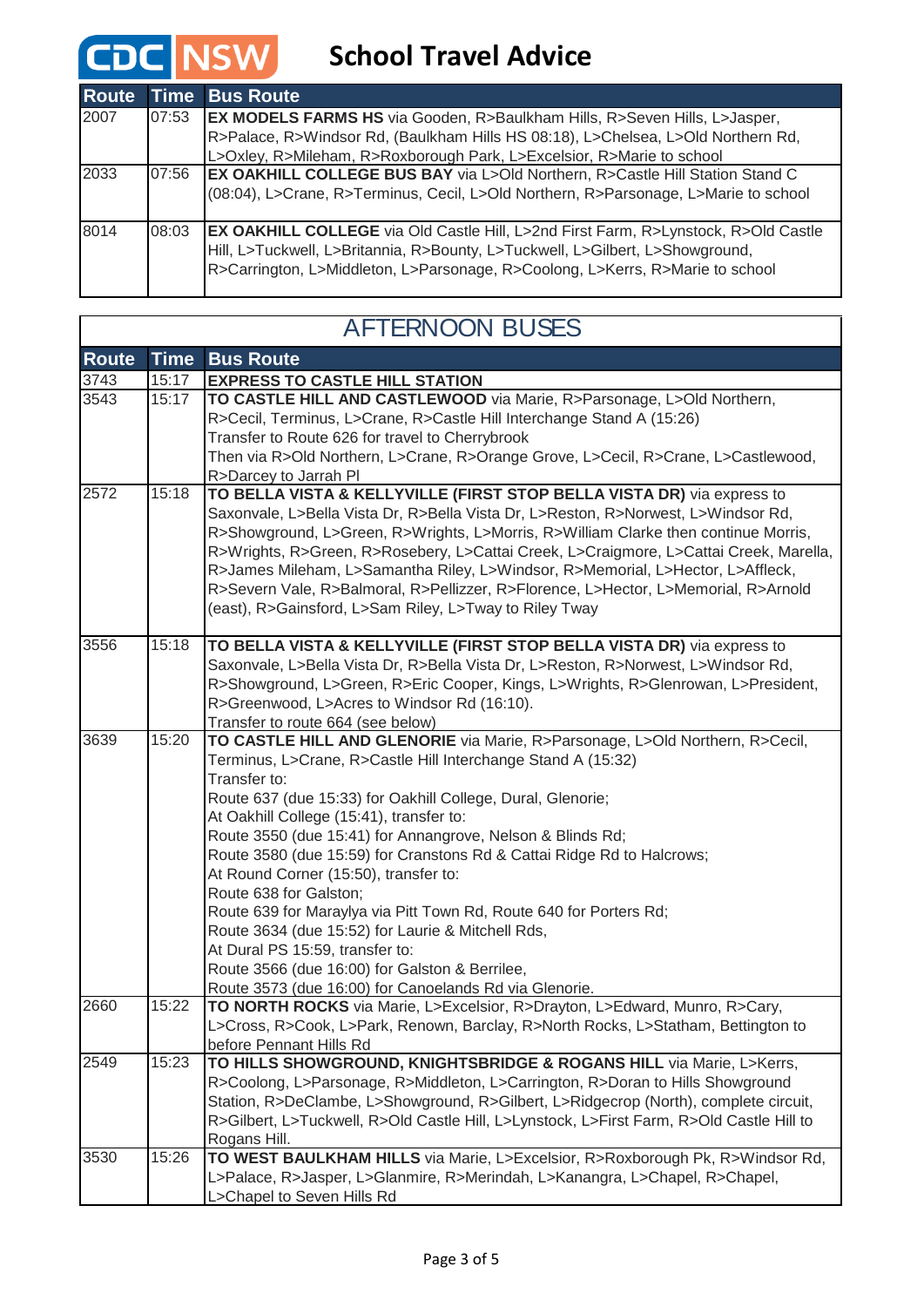# CDC NSW School Travel Advice

| Route | Time | Bus Route |
|---|---|---|
| 2007 | 07:53 | **EX MODELS FARMS HS** via Gooden, R>Baulkham Hills, R>Seven Hills, L>Jasper, R>Palace, R>Windsor Rd, (Baulkham Hills HS 08:18), L>Chelsea, L>Old Northern Rd, L>Oxley, R>Mileham, R>Roxborough Park, L>Excelsior, R>Marie to school |
| 2033 | 07:56 | **EX OAKHILL COLLEGE BUS BAY** via L>Old Northern, R>Castle Hill Station Stand C (08:04), L>Crane, R>Terminus, Cecil, L>Old Northern, R>Parsonage, L>Marie to school |
| 8014 | 08:03 | **EX OAKHILL COLLEGE** via Old Castle Hill, L>2nd First Farm, R>Lynstock, R>Old Castle Hill, L>Tuckwell, L>Britannia, R>Bounty, L>Tuckwell, L>Gilbert, L>Showground, R>Carrington, L>Middleton, L>Parsonage, R>Coolong, L>Kerrs, R>Marie to school |

## AFTERNOON BUSES

| Route | Time | Bus Route |
|---|---|---|
| 3743 | 15:17 | **EXPRESS TO CASTLE HILL STATION** |
| 3543 | 15:17 | **TO CASTLE HILL AND CASTLEWOOD** via Marie, R>Parsonage, L>Old Northern, R>Cecil, Terminus, L>Crane, R>Castle Hill Interchange Stand A (15:26)<br>Transfer to Route 626 for travel to Cherrybrook<br>Then via R>Old Northern, L>Crane, R>Orange Grove, L>Cecil, R>Crane, L>Castlewood, R>Darcey to Jarrah Pl |
| 2572 | 15:18 | **TO BELLA VISTA & KELLYVILLE (FIRST STOP BELLA VISTA DR)** via express to Saxonvale, L>Bella Vista Dr, R>Bella Vista Dr, L>Reston, R>Norwest, L>Windsor Rd, R>Showground, L>Green, R>Wrights, L>Morris, R>William Clarke then continue Morris, R>Wrights, R>Green, R>Rosebery, L>Cattai Creek, L>Craigmore, L>Cattai Creek, Marella, R>James Mileham, L>Samantha Riley, L>Windsor, R>Memorial, L>Hector, L>Affleck, R>Severn Vale, R>Balmoral, R>Pellizzer, R>Florence, L>Hector, L>Memorial, R>Arnold (east), R>Gainsford, L>Sam Riley, L>Tway to Riley Tway |
| 3556 | 15:18 | **TO BELLA VISTA & KELLYVILLE (FIRST STOP BELLA VISTA DR)** via express to Saxonvale, L>Bella Vista Dr, R>Bella Vista Dr, L>Reston, R>Norwest, L>Windsor Rd, R>Showground, L>Green, R>Eric Cooper, Kings, L>Wrights, R>Glenrowan, L>President, R>Greenwood, L>Acres to Windsor Rd (16:10).<br>Transfer to route 664 (see below) |
| 3639 | 15:20 | **TO CASTLE HILL AND GLENORIE** via Marie, R>Parsonage, L>Old Northern, R>Cecil, Terminus, L>Crane, R>Castle Hill Interchange Stand A (15:32)<br>Transfer to:<br>Route 637 (due 15:33) for Oakhill College, Dural, Glenorie;<br>At Oakhill College (15:41), transfer to:<br>Route 3550 (due 15:41) for Annangrove, Nelson & Blinds Rd;<br>Route 3580 (due 15:59) for Cranstons Rd & Cattai Ridge Rd to Halcrows;<br>At Round Corner (15:50), transfer to:<br>Route 638 for Galston;<br>Route 639 for Maraylya via Pitt Town Rd, Route 640 for Porters Rd;<br>Route 3634 (due 15:52) for Laurie & Mitchell Rds,<br>At Dural PS 15:59, transfer to:<br>Route 3566 (due 16:00) for Galston & Berrilee,<br>Route 3573 (due 16:00) for Canoelands Rd via Glenorie. |
| 2660 | 15:22 | **TO NORTH ROCKS** via Marie, L>Excelsior, R>Drayton, L>Edward, Munro, R>Cary, L>Cross, R>Cook, L>Park, Renown, Barclay, R>North Rocks, L>Statham, Bettington to before Pennant Hills Rd |
| 2549 | 15:23 | **TO HILLS SHOWGROUND, KNIGHTSBRIDGE & ROGANS HILL** via Marie, L>Kerrs, R>Coolong, L>Parsonage, R>Middleton, L>Carrington, R>Doran to Hills Showground Station, R>DeClambe, L>Showground, R>Gilbert, L>Ridgecrop (North), complete circuit, R>Gilbert, L>Tuckwell, R>Old Castle Hill, L>Lynstock, L>First Farm, R>Old Castle Hill to Rogans Hill. |
| 3530 | 15:26 | **TO WEST BAULKHAM HILLS** via Marie, L>Excelsior, R>Roxborough Pk, R>Windsor Rd, L>Palace, R>Jasper, L>Glanmire, R>Merindah, L>Kanangra, L>Chapel, R>Chapel, L>Chapel to Seven Hills Rd |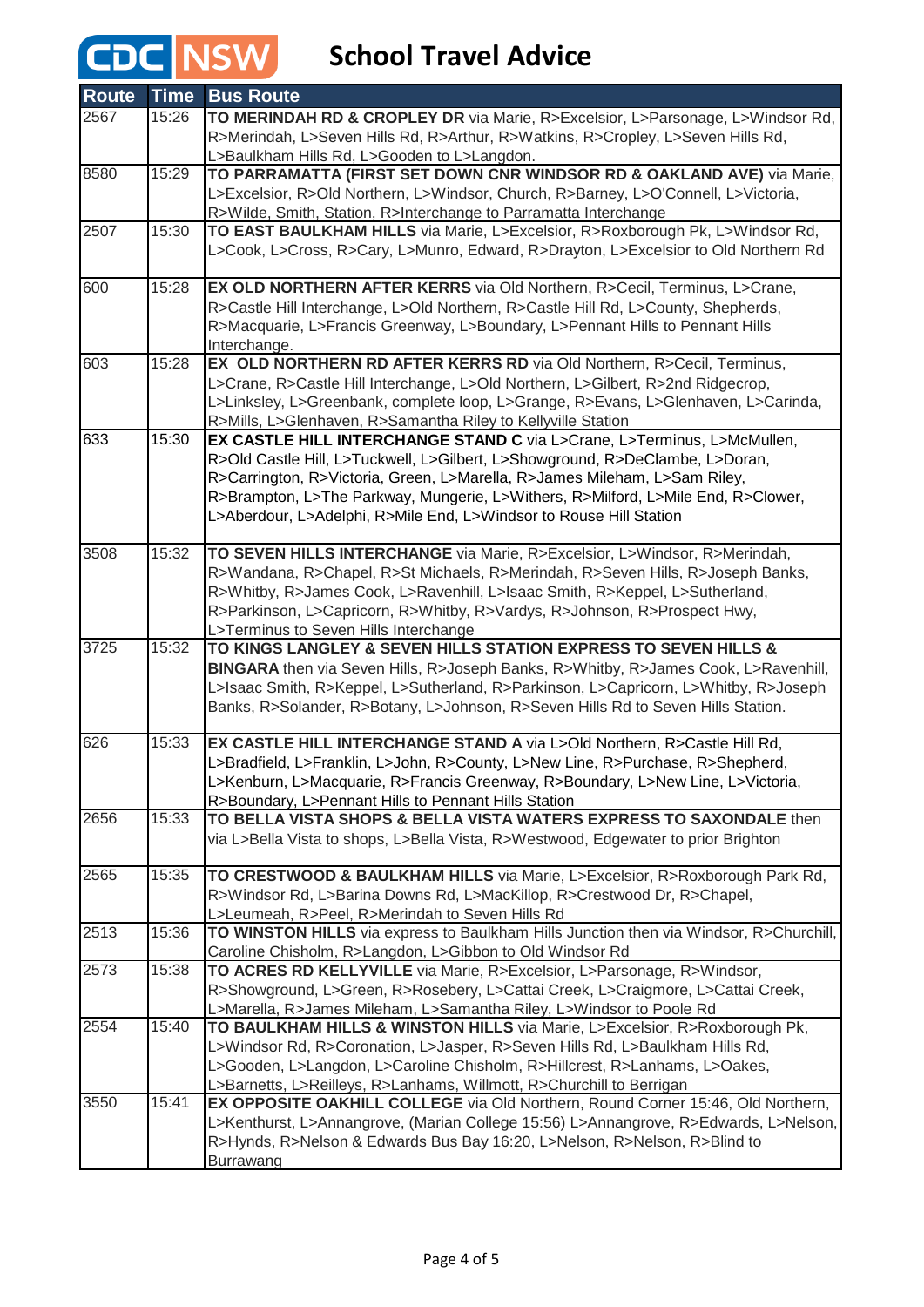# CDC NSW School Travel Advice

| Route | Time | Bus Route |
|---|---|---|
| 2567 | 15:26 | **TO MERINDAH RD & CROPLEY DR** via Marie, R>Excelsior, L>Parsonage, L>Windsor Rd, R>Merindah, L>Seven Hills Rd, R>Arthur, R>Watkins, R>Cropley, L>Seven Hills Rd, L>Baulkham Hills Rd, L>Gooden to L>Langdon. |
| 8580 | 15:29 | **TO PARRAMATTA (FIRST SET DOWN CNR WINDSOR RD & OAKLAND AVE)** via Marie, L>Excelsior, R>Old Northern, L>Windsor, Church, R>Barney, L>O'Connell, L>Victoria, R>Wilde, Smith, Station, R>Interchange to Parramatta Interchange |
| 2507 | 15:30 | **TO EAST BAULKHAM HILLS** via Marie, L>Excelsior, R>Roxborough Pk, L>Windsor Rd, L>Cook, L>Cross, R>Cary, L>Munro, Edward, R>Drayton, L>Excelsior to Old Northern Rd |
| 600 | 15:28 | **EX OLD NORTHERN AFTER KERRS** via Old Northern, R>Cecil, Terminus, L>Crane, R>Castle Hill Interchange, L>Old Northern, R>Castle Hill Rd, L>County, Shepherds, R>Macquarie, L>Francis Greenway, L>Boundary, L>Pennant Hills to Pennant Hills Interchange. |
| 603 | 15:28 | **EX OLD NORTHERN RD AFTER KERRS RD** via Old Northern, R>Cecil, Terminus, L>Crane, R>Castle Hill Interchange, L>Old Northern, L>Gilbert, R>2nd Ridgecrop, L>Linksley, L>Greenbank, complete loop, L>Grange, R>Evans, L>Glenhaven, L>Carinda, R>Mills, L>Glenhaven, R>Samantha Riley to Kellyville Station |
| 633 | 15:30 | **EX CASTLE HILL INTERCHANGE STAND C** via L>Crane, L>Terminus, L>McMullen, R>Old Castle Hill, L>Tuckwell, L>Gilbert, L>Showground, R>DeClambe, L>Doran, R>Carrington, R>Victoria, Green, L>Marella, R>James Mileham, L>Sam Riley, R>Brampton, L>The Parkway, Mungerie, L>Withers, R>Milford, L>Mile End, R>Clower, L>Aberdour, L>Adelphi, R>Mile End, L>Windsor to Rouse Hill Station |
| 3508 | 15:32 | **TO SEVEN HILLS INTERCHANGE** via Marie, R>Excelsior, L>Windsor, R>Merindah, R>Wandana, R>Chapel, R>St Michaels, R>Merindah, R>Seven Hills, R>Joseph Banks, R>Whitby, R>James Cook, L>Ravenhill, L>Isaac Smith, R>Keppel, L>Sutherland, R>Parkinson, L>Capricorn, R>Whitby, R>Vardys, R>Johnson, R>Prospect Hwy, L>Terminus to Seven Hills Interchange |
| 3725 | 15:32 | **TO KINGS LANGLEY & SEVEN HILLS STATION EXPRESS TO SEVEN HILLS & BINGARA** then via Seven Hills, R>Joseph Banks, R>Whitby, R>James Cook, L>Ravenhill, L>Isaac Smith, R>Keppel, L>Sutherland, R>Parkinson, L>Capricorn, L>Whitby, R>Joseph Banks, R>Solander, R>Botany, L>Johnson, R>Seven Hills Rd to Seven Hills Station. |
| 626 | 15:33 | **EX CASTLE HILL INTERCHANGE STAND A** via L>Old Northern, R>Castle Hill Rd, L>Bradfield, L>Franklin, L>John, R>County, L>New Line, R>Purchase, R>Shepherd, L>Kenburn, L>Macquarie, R>Francis Greenway, R>Boundary, L>New Line, L>Victoria, R>Boundary, L>Pennant Hills to Pennant Hills Station |
| 2656 | 15:33 | **TO BELLA VISTA SHOPS & BELLA VISTA WATERS EXPRESS TO SAXONDALE** then via L>Bella Vista to shops, L>Bella Vista, R>Westwood, Edgewater to prior Brighton |
| 2565 | 15:35 | **TO CRESTWOOD & BAULKHAM HILLS** via Marie, L>Excelsior, R>Roxborough Park Rd, R>Windsor Rd, L>Barina Downs Rd, L>MacKillop, R>Crestwood Dr, R>Chapel, L>Leumeah, R>Peel, R>Merindah to Seven Hills Rd |
| 2513 | 15:36 | **TO WINSTON HILLS** via express to Baulkham Hills Junction then via Windsor, R>Churchill, Caroline Chisholm, R>Langdon, L>Gibbon to Old Windsor Rd |
| 2573 | 15:38 | **TO ACRES RD KELLYVILLE** via Marie, R>Excelsior, L>Parsonage, R>Windsor, R>Showground, L>Green, R>Rosebery, L>Cattai Creek, L>Craigmore, L>Cattai Creek, L>Marella, R>James Mileham, L>Samantha Riley, L>Windsor to Poole Rd |
| 2554 | 15:40 | **TO BAULKHAM HILLS & WINSTON HILLS** via Marie, L>Excelsior, R>Roxborough Pk, L>Windsor Rd, R>Coronation, L>Jasper, R>Seven Hills Rd, L>Baulkham Hills Rd, L>Gooden, L>Langdon, L>Caroline Chisholm, R>Hillcrest, R>Lanhams, L>Oakes, L>Barnetts, L>Reilleys, R>Lanhams, Willmott, R>Churchill to Berrigan |
| 3550 | 15:41 | **EX OPPOSITE OAKHILL COLLEGE** via Old Northern, Round Corner 15:46, Old Northern, L>Kenthurst, L>Annangrove, (Marian College 15:56) L>Annangrove, R>Edwards, L>Nelson, R>Hynds, R>Nelson & Edwards Bus Bay 16:20, L>Nelson, R>Nelson, R>Blind to Burrawang |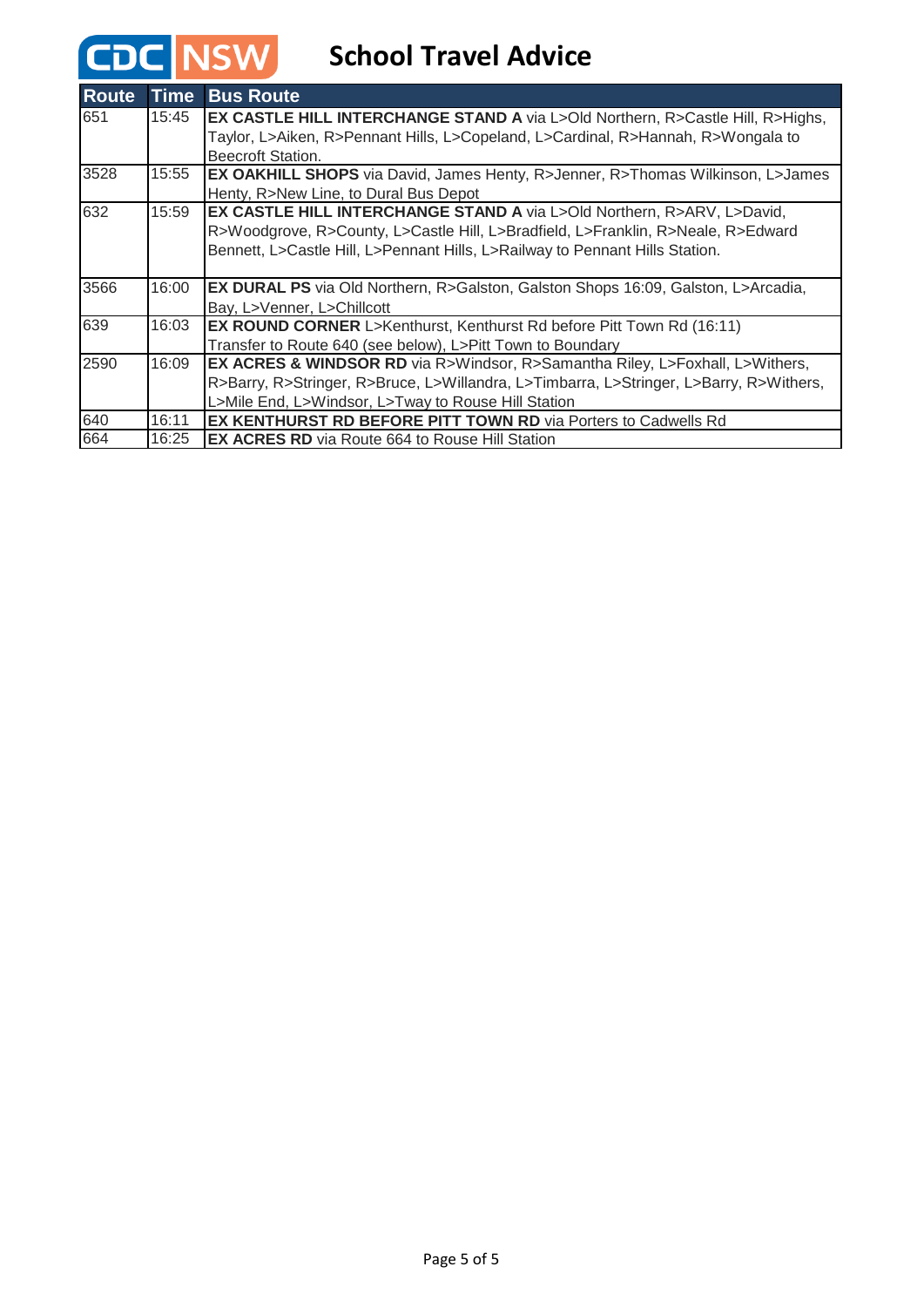# School Travel Advice

| Route | Time | Bus Route |
| --- | --- | --- |
| 651 | 15:45 | **EX CASTLE HILL INTERCHANGE STAND A** via L>Old Northern, R>Castle Hill, R>Highs, Taylor, L>Aiken, R>Pennant Hills, L>Copeland, L>Cardinal, R>Hannah, R>Wongala to Beecroft Station. |
| 3528 | 15:55 | **EX OAKHILL SHOPS** via David, James Henty, R>Jenner, R>Thomas Wilkinson, L>James Henty, R>New Line, to Dural Bus Depot |
| 632 | 15:59 | **EX CASTLE HILL INTERCHANGE STAND A** via L>Old Northern, R>ARV, L>David, R>Woodgrove, R>County, L>Castle Hill, L>Bradfield, L>Franklin, R>Neale, R>Edward Bennett, L>Castle Hill, L>Pennant Hills, L>Railway to Pennant Hills Station. |
| 3566 | 16:00 | **EX DURAL PS** via Old Northern, R>Galston, Galston Shops 16:09, Galston, L>Arcadia, Bay, L>Venner, L>Chillcott |
| 639 | 16:03 | **EX ROUND CORNER** L>Kenthurst, Kenthurst Rd before Pitt Town Rd (16:11) Transfer to Route 640 (see below), L>Pitt Town to Boundary |
| 2590 | 16:09 | **EX ACRES & WINDSOR RD** via R>Windsor, R>Samantha Riley, L>Foxhall, L>Withers, R>Barry, R>Stringer, R>Bruce, L>Willandra, L>Timbarra, L>Stringer, L>Barry, R>Withers, L>Mile End, L>Windsor, L>Tway to Rouse Hill Station |
| 640 | 16:11 | **EX KENTHURST RD BEFORE PITT TOWN RD** via Porters to Cadwells Rd |
| 664 | 16:25 | **EX ACRES RD** via Route 664 to Rouse Hill Station |